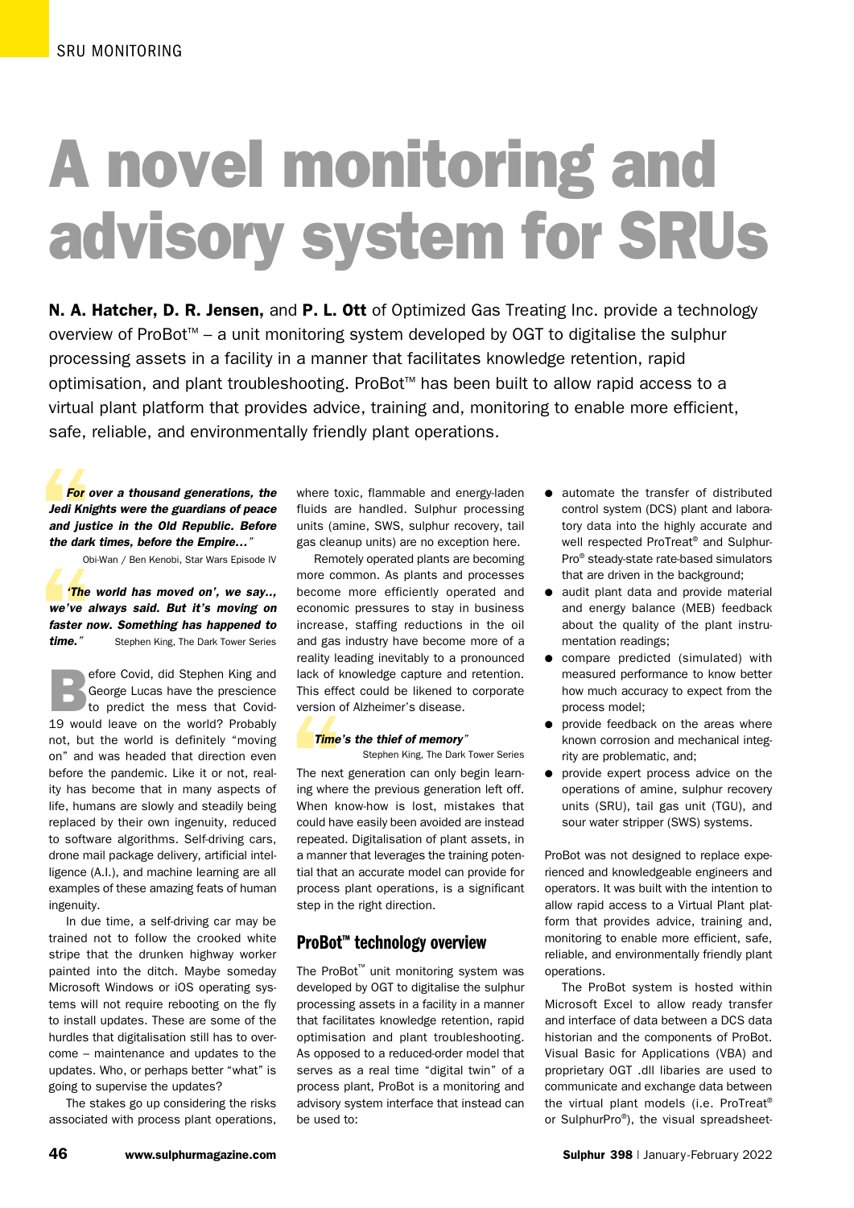SRU MONITORING

# A novel monitoring and advisory system for SRUs

**N. A. Hatcher, D. R. Jensen,** and **P. L. Ott** of Optimized Gas Treating Inc. provide a technology overview of ProBot™ – a unit monitoring system developed by OGT to digitalise the sulphur processing assets in a facility in a manner that facilitates knowledge retention, rapid optimisation, and plant troubleshooting. ProBot™ has been built to allow rapid access to a virtual plant platform that provides advice, training and, monitoring to enable more efficient, safe, reliable, and environmentally friendly plant operations.

> ***For over a thousand generations, the Jedi Knights were the guardians of peace and justice in the Old Republic. Before the dark times, before the Empire…"***
>
> Obi-Wan / Ben Kenobi, Star Wars Episode IV

> ***'The world has moved on', we say.., we've always said. But it's moving on faster now. Something has happened to time."***
>
> Stephen King, The Dark Tower Series

Before Covid, did Stephen King and George Lucas have the prescience to predict the mess that Covid-19 would leave on the world? Probably not, but the world is definitely "moving on" and was headed that direction even before the pandemic. Like it or not, reality has become that in many aspects of life, humans are slowly and steadily being replaced by their own ingenuity, reduced to software algorithms. Self-driving cars, drone mail package delivery, artificial intelligence (A.I.), and machine learning are all examples of these amazing feats of human ingenuity.

In due time, a self-driving car may be trained not to follow the crooked white stripe that the drunken highway worker painted into the ditch. Maybe someday Microsoft Windows or iOS operating systems will not require rebooting on the fly to install updates. These are some of the hurdles that digitalisation still has to overcome – maintenance and updates to the updates. Who, or perhaps better "what" is going to support the updates?

The stakes go up considering the risks associated with process plant operations, where toxic, flammable and energy-laden fluids are handled. Sulphur processing units (amine, SWS, sulphur recovery, tail gas cleanup units) are no exception here.

Remotely operated plants are becoming more common. As plants and processes become more efficiently operated and economic pressures to stay in business increase, staffing reductions in the oil and gas industry have become more of a reality leading inevitably to a pronounced lack of knowledge capture and retention. This effect could be likened to corporate version of Alzheimer's disease.

> ***Time's the thief of memory"***
>
> Stephen King, The Dark Tower Series

The next generation can only begin learning where the previous generation left off. When know-how is lost, mistakes that could have easily been avoided are instead repeated. Digitalisation of plant assets, in a manner that leverages the training potential that an accurate model can provide for process plant operations, is a significant step in the right direction.

## ProBot™ technology overview

The ProBot™ unit monitoring system was developed by OGT to digitalise the sulphur processing assets in a facility in a manner that facilitates knowledge retention, rapid optimisation and plant troubleshooting. As opposed to a reduced-order model that serves as a real time "digital twin" of a process plant, ProBot is a monitoring and advisory system interface that instead can be used to:

- automate the transfer of distributed control system (DCS) plant and laboratory data into the highly accurate and well respected ProTreat® and SulphurPro® steady-state rate-based simulators that are driven in the background;
- audit plant data and provide material and energy balance (MEB) feedback about the quality of the plant instrumentation readings;
- compare predicted (simulated) with measured performance to know better how much accuracy to expect from the process model;
- provide feedback on the areas where known corrosion and mechanical integrity are problematic, and;
- provide expert process advice on the operations of amine, sulphur recovery units (SRU), tail gas unit (TGU), and sour water stripper (SWS) systems.

ProBot was not designed to replace experienced and knowledgeable engineers and operators. It was built with the intention to allow rapid access to a Virtual Plant platform that provides advice, training and, monitoring to enable more efficient, safe, reliable, and environmentally friendly plant operations.

The ProBot system is hosted within Microsoft Excel to allow ready transfer and interface of data between a DCS data historian and the components of ProBot. Visual Basic for Applications (VBA) and proprietary OGT .dll libaries are used to communicate and exchange data between the virtual plant models (i.e. ProTreat® or SulphurPro®), the visual spreadsheet-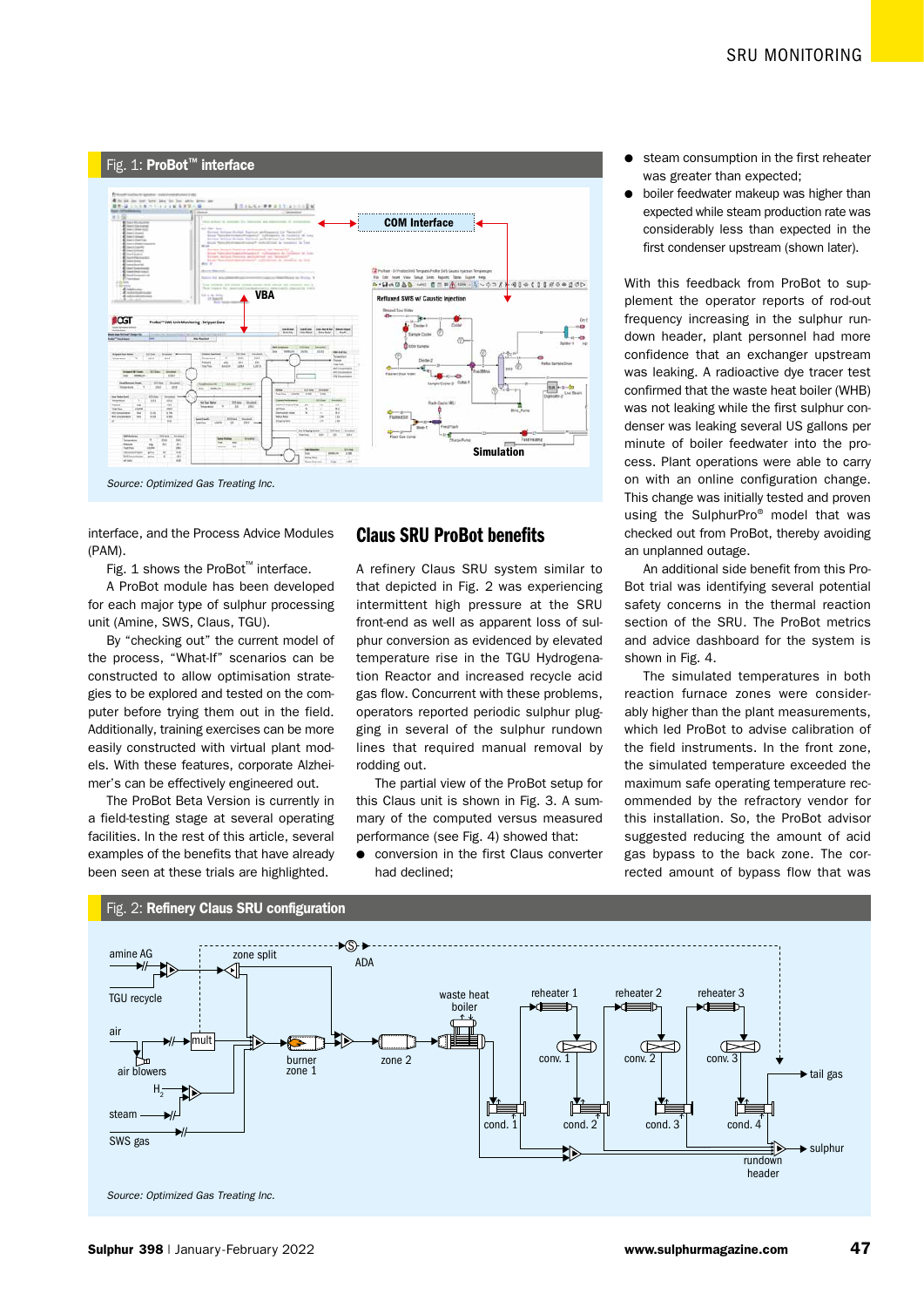Fig. 1: **ProBot™ interface**

Source: Optimized Gas Treating Inc.

interface, and the Process Advice Modules (PAM).

Fig. 1 shows the ProBot™ interface.

A ProBot module has been developed for each major type of sulphur processing unit (Amine, SWS, Claus, TGU).

By "checking out" the current model of the process, "What-If" scenarios can be constructed to allow optimisation strategies to be explored and tested on the computer before trying them out in the field. Additionally, training exercises can be more easily constructed with virtual plant models. With these features, corporate Alzheimer's can be effectively engineered out.

The ProBot Beta Version is currently in a field-testing stage at several operating facilities. In the rest of this article, several examples of the benefits that have already been seen at these trials are highlighted.

## Claus SRU ProBot benefits

A refinery Claus SRU system similar to that depicted in Fig. 2 was experiencing intermittent high pressure at the SRU front-end as well as apparent loss of sulphur conversion as evidenced by elevated temperature rise in the TGU Hydrogenation Reactor and increased recycle acid gas flow. Concurrent with these problems, operators reported periodic sulphur plugging in several of the sulphur rundown lines that required manual removal by rodding out.

The partial view of the ProBot setup for this Claus unit is shown in Fig. 3. A summary of the computed versus measured performance (see Fig. 4) showed that:

- conversion in the first Claus converter had declined;
- steam consumption in the first reheater was greater than expected;
- boiler feedwater makeup was higher than expected while steam production rate was considerably less than expected in the first condenser upstream (shown later).

With this feedback from ProBot to supplement the operator reports of rod-out frequency increasing in the sulphur rundown header, plant personnel had more confidence that an exchanger upstream was leaking. A radioactive dye tracer test confirmed that the waste heat boiler (WHB) was not leaking while the first sulphur condenser was leaking several US gallons per minute of boiler feedwater into the process. Plant operations were able to carry on with an online configuration change. This change was initially tested and proven using the SulphurPro® model that was checked out from ProBot, thereby avoiding an unplanned outage.

An additional side benefit from this ProBot trial was identifying several potential safety concerns in the thermal reaction section of the SRU. The ProBot metrics and advice dashboard for the system is shown in Fig. 4.

The simulated temperatures in both reaction furnace zones were considerably higher than the plant measurements, which led ProBot to advise calibration of the field instruments. In the front zone, the simulated temperature exceeded the maximum safe operating temperature recommended by the refractory vendor for this installation. So, the ProBot advisor suggested reducing the amount of acid gas bypass to the back zone. The corrected amount of bypass flow that was

Fig. 2: **Refinery Claus SRU configuration**

Source: Optimized Gas Treating Inc.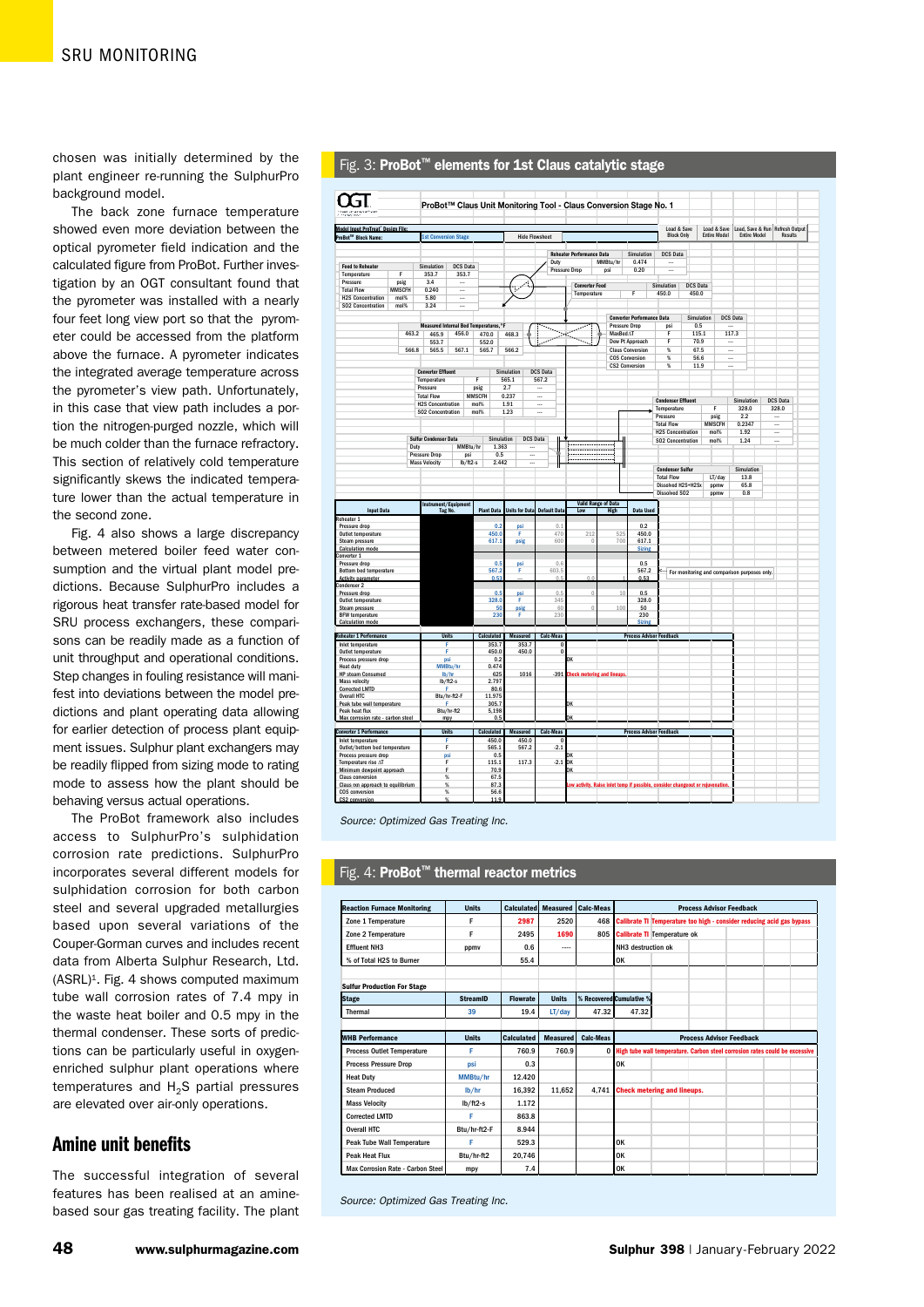chosen was initially determined by the plant engineer re-running the SulphurPro background model.

The back zone furnace temperature showed even more deviation between the optical pyrometer field indication and the calculated figure from ProBot. Further investigation by an OGT consultant found that the pyrometer was installed with a nearly four feet long view port so that the pyrometer could be accessed from the platform above the furnace. A pyrometer indicates the integrated average temperature across the pyrometer's view path. Unfortunately, in this case that view path includes a portion the nitrogen-purged nozzle, which will be much colder than the furnace refractory. This section of relatively cold temperature significantly skews the indicated temperature lower than the actual temperature in the second zone.

Fig. 4 also shows a large discrepancy between metered boiler feed water consumption and the virtual plant model predictions. Because SulphurPro includes a rigorous heat transfer rate-based model for SRU process exchangers, these comparisons can be readily made as a function of unit throughput and operational conditions. Step changes in fouling resistance will manifest into deviations between the model predictions and plant operating data allowing for earlier detection of process plant equipment issues. Sulphur plant exchangers may be readily flipped from sizing mode to rating mode to assess how the plant should be behaving versus actual operations.

The ProBot framework also includes access to SulphurPro's sulphidation corrosion rate predictions. SulphurPro incorporates several different models for sulphidation corrosion for both carbon steel and several upgraded metallurgies based upon several variations of the Couper-Gorman curves and includes recent data from Alberta Sulphur Research, Ltd. (ASRL)[1]. Fig. 4 shows computed maximum tube wall corrosion rates of 7.4 mpy in the waste heat boiler and 0.5 mpy in the thermal condenser. These sorts of predictions can be particularly useful in oxygen-enriched sulphur plant operations where temperatures and $H_2S$ partial pressures are elevated over air-only operations.

## Amine unit benefits

The successful integration of several features has been realised at an amine-based sour gas treating facility. The plant

**Fig. 3: ProBot™ elements for 1st Claus catalytic stage**

ProBot™ Claus Unit Monitoring Tool - Claus Conversion Stage No. 1

| Feed to Reheater | | Simulation | DCS Data |
|---|---|---|---|
| Temperature | F | 353.7 | 353.7 |
| Pressure | psig | 3.4 | --- |
| Total Flow | MMSCFH | 0.240 | --- |
| H2S Concentration | mol% | 5.80 | --- |
| SO2 Concentration | mol% | 3.24 | --- |

| Reheater Performance Data | | Simulation | DCS Data |
|---|---|---|---|
| Duty | MMBtu/hr | 0.474 | --- |
| Pressure Drop | psi | 0.20 | --- |

| Converter Feed | | Simulation | DCS Data |
|---|---|---|---|
| Temperature | F | 450.0 | 450.0 |

| Converter Performance Data | | Simulation | DCS Data |
|---|---|---|---|
| Pressure Drop | psi | 0.5 | --- |
| MaxBed ΔT | F | 115.1 | 117.3 |
| Dew Pt Approach | F | 70.9 | --- |
| Claus Conversion | % | 67.5 | --- |
| COS Conversion | % | 56.6 | --- |
| CS2 Conversion | % | 11.9 | --- |

Measured Internal Bed Temperatures, °F: 463.2, 465.9, 456.0, 470.0, 468.3, 553.7, 552.0, 566.8, 565.5, 567.1, 565.7, 566.2

| Converter Effluent | | Simulation | DCS Data |
|---|---|---|---|
| Temperature | F | 565.1 | 567.2 |
| Pressure | psig | 2.7 | --- |
| Total Flow | MMSCFH | 0.237 | --- |
| H2S Concentration | mol% | 1.91 | --- |
| SO2 Concentration | mol% | 1.23 | --- |

| Sulfur Condenser Data | | Simulation | DCS Data |
|---|---|---|---|
| Duty | MMBtu/hr | 1.363 | --- |
| Pressure Drop | psi | 0.5 | --- |
| Mass Velocity | lb/ft2-s | 2.442 | --- |

| Condenser Effluent | | Simulation | DCS Data |
|---|---|---|---|
| Temperature | F | 328.0 | 328.0 |
| Pressure | psig | 2.2 | --- |
| Total Flow | MMSCFH | 0.2347 | --- |
| H2S Concentration | mol% | 1.92 | --- |
| SO2 Concentration | mol% | 1.24 | --- |

| Condenser Sulfur | | Simulation |
|---|---|---|
| Total Flow | LT/day | 13.8 |
| Dissolved H2S+H2Sx | ppmw | 65.8 |
| Dissolved SO2 | ppmw | 0.8 |

| Input Data | Instrument/Equipment Tag No. | Plant Data | Units for Data | Default Data | Valid Range of Data Low | High | Data Used |
|---|---|---|---|---|---|---|---|
| Reheater 1 | | | | | | | |
| Pressure drop | | 0.2 | psi | 0.1 | | | 0.2 |
| Outlet temperature | | 450.0 | F | 470 | 212 | 525 | 450.0 |
| Steam pressure | | 617.1 | psig | 600 | 0 | 700 | 617.1 |
| Calculation mode | | | | | | | Sizing |
| Converter 1 | | | | | | | |
| Pressure drop | | 0.5 | psi | 0.5 | | | 0.5 |
| Bottom bed temperature | | 567.2 | F | 603.5 | | | 567.2 |
| Activity parameter | | 0.53 | --- | 0.5 | 0.0 | 1 | 0.53 |
| Condenser 2 | | | | | | | |
| Pressure drop | | 0.5 | psi | 0.5 | | | 0.5 |
| Outlet temperature | | 328.0 | F | 345 | | | 328.0 |
| Steam pressure | | 50 | psig | 60 | 0 | 100 | 50 |
| BFW temperature | | 230 | F | 230 | | | 230 |
| Calculation mode | | | | | | | Sizing |

For monitoring and comparison purposes only.

| Reheater 1 Performance | Units | Calculated | Measured | Calc-Meas | Process Advisor Feedback |
|---|---|---|---|---|---|
| Inlet temperature | F | 353.7 | 353.7 | 0 | |
| Outlet temperature | F | 450.0 | 450.0 | 0 | |
| Process pressure drop | psi | 0.2 | | | OK |
| Heat duty | MMBtu/hr | 0.474 | | | |
| HP steam Consumed | lb/hr | 625 | 1016 | -391 | Check metering and lineups. |
| Mass velocity | lb/ft2-s | 2.797 | | | |
| Corrected LMTD | F | 80.6 | | | |
| Overall HTC | Btu/hr-ft2-F | 11.975 | | | |
| Peak tube wall temperature | F | 305.7 | | | OK |
| Peak heat flux | Btu/hr-ft2 | 5,198 | | | |
| Max corrosion rate - carbon steel | mpy | 0.5 | | | OK |

| Converter 1 Performance | Units | Calculated | Measured | Calc-Meas | Process Advisor Feedback |
|---|---|---|---|---|---|
| Inlet temperature | F | 450.0 | 450.0 | 0 | |
| Outlet/bottom bed temperature | F | 565.1 | 567.2 | -2.1 | |
| Process pressure drop | psi | 0.5 | | | OK |
| Temperature rise ΔT | F | 115.1 | 117.3 | -2.1 | OK |
| Minimum dewpoint approach | F | 70.9 | | | OK |
| Claus conversion | % | 67.5 | | | |
| Claus rxn approach to equilibrium | % | 87.3 | | | Low activity. Raise inlet temp if possible, consider changeout or rejuvenation. |
| COS conversion | % | 56.6 | | | |
| CS2 conversion | % | 11.9 | | | |

*Source: Optimized Gas Treating Inc.*

**Fig. 4: ProBot™ thermal reactor metrics**

| Reaction Furnace Monitoring | Units | Calculated | Measured | Calc-Meas | Process Advisor Feedback |
|---|---|---|---|---|---|
| Zone 1 Temperature | F | 2987 | 2520 | 468 | Calibrate TI Temperature too high - consider reducing acid gas bypass |
| Zone 2 Temperature | F | 2495 | 1690 | 805 | Calibrate TI Temperature ok |
| Effluent NH3 | ppmv | 0.6 | ---- | | NH3 destruction ok |
| % of Total H2S to Burner | | 55.4 | | | OK |

Sulfur Production For Stage

| Stage | StreamID | Flowrate | Units | % Recovered | Cumulative % |
|---|---|---|---|---|---|
| Thermal | 39 | 19.4 | LT/day | 47.32 | 47.32 |

| WHB Performance | Units | Calculated | Measured | Calc-Meas | Process Advisor Feedback |
|---|---|---|---|---|---|
| Process Outlet Temperature | F | 760.9 | 760.9 | 0 | High tube wall temperature. Carbon steel corrosion rates could be excessive |
| Process Pressure Drop | psi | 0.3 | | | OK |
| Heat Duty | MMBtu/hr | 12.420 | | | |
| Steam Produced | lb/hr | 16,392 | 11,652 | 4,741 | Check metering and lineups. |
| Mass Velocity | lb/ft2-s | 1.172 | | | |
| Corrected LMTD | F | 863.8 | | | |
| Overall HTC | Btu/hr-ft2-F | 8.944 | | | |
| Peak Tube Wall Temperature | F | 529.3 | | | OK |
| Peak Heat Flux | Btu/hr-ft2 | 20,746 | | | OK |
| Max Corrosion Rate - Carbon Steel | mpy | 7.4 | | | OK |

*Source: Optimized Gas Treating Inc.*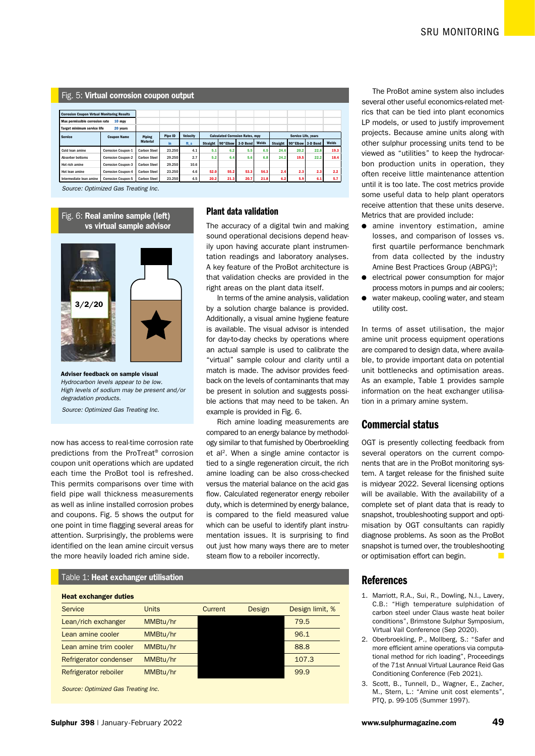## Fig. 5: Virtual corrosion coupon output

| Corrosion Coupon Virtual Monitoring Results | | | | | | | | | | | | | |
|---|---|---|---|---|---|---|---|---|---|---|---|---|---|
| Max permissible corrosion rate | 10 mpy | | | | | | | | | | | | |
| Target minimum service life | 20 years | | | | | | | | | | | | |
| Service | Coupon Name | Piping Material | Pipe ID | Velocity | Calculated Corrosion Rates, mpy | | | | Service Life, years | | | | |
| | | | in | ft_s | Straight | 90°Elbow | 3-D Bend | Welds | Straight | 90°Elbow | 3-D Bend | Welds | |
| Cold lean amine | Corrosion Coupon-1 | Carbon Steel | 23.250 | 4.1 | 5.1 | 6.2 | 5.5 | 6.5 | 24.6 | 20.2 | 22.8 | 19.3 | |
| Absorber bottoms | Corrosion Coupon-2 | Carbon Steel | 29.250 | 2.7 | 5.2 | 6.4 | 5.6 | 6.8 | 24.2 | 19.5 | 22.2 | 18.4 | |
| Hot rich amine | Corrosion Coupon-3 | Carbon Steel | 29.250 | 10.6 | | | | | | | | | |
| Hot lean amine | Corrosion Coupon-4 | Carbon Steel | 23.250 | 4.6 | 52.0 | 55.2 | 53.3 | 56.3 | 2.4 | 2.3 | 2.3 | 2.2 | |
| Intermediate lean amine | Corrosion Coupon-5 | Carbon Steel | 23.250 | 4.5 | 20.2 | 21.3 | 20.7 | 21.8 | 6.2 | 5.9 | 6.1 | 5.7 | |

*Source: Optimized Gas Treating Inc.*

## Fig. 6: Real amine sample (left) vs virtual sample advisor

3/2/20

**Adviser feedback on sample visual**
*Hydrocarbon levels appear to be low.*
*High levels of sodium may be present and/or degradation products.*

*Source: Optimized Gas Treating Inc.*

now has access to real-time corrosion rate predictions from the ProTreat® corrosion coupon unit operations which are updated each time the ProBot tool is refreshed. This permits comparisons over time with field pipe wall thickness measurements as well as inline installed corrosion probes and coupons. Fig. 5 shows the output for one point in time flagging several areas for attention. Surprisingly, the problems were identified on the lean amine circuit versus the more heavily loaded rich amine side.

## Plant data validation

The accuracy of a digital twin and making sound operational decisions depend heavily upon having accurate plant instrumentation readings and laboratory analyses. A key feature of the ProBot architecture is that validation checks are provided in the right areas on the plant data itself.

In terms of the amine analysis, validation by a solution charge balance is provided. Additionally, a visual amine hygiene feature is available. The visual advisor is intended for day-to-day checks by operations where an actual sample is used to calibrate the "virtual" sample colour and clarity until a match is made. The advisor provides feedback on the levels of contaminants that may be present in solution and suggests possible actions that may need to be taken. An example is provided in Fig. 6.

Rich amine loading measurements are compared to an energy balance by methodology similar to that furnished by Oberbroekling et al[2]. When a single amine contactor is tied to a single regeneration circuit, the rich amine loading can be also cross-checked versus the material balance on the acid gas flow. Calculated regenerator energy reboiler duty, which is determined by energy balance, is compared to the field measured value which can be useful to identify plant instrumentation issues. It is surprising to find out just how many ways there are to meter steam flow to a reboiler incorrectly.

The ProBot amine system also includes several other useful economics-related metrics that can be tied into plant economics LP models, or used to justify improvement projects. Because amine units along with other sulphur processing units tend to be viewed as "utilities" to keep the hydrocarbon production units in operation, they often receive little maintenance attention until it is too late. The cost metrics provide some useful data to help plant operators receive attention that these units deserve. Metrics that are provided include:

- amine inventory estimation, amine losses, and comparison of losses vs. first quartile performance benchmark from data collected by the industry Amine Best Practices Group (ABPG)[3];
- electrical power consumption for major process motors in pumps and air coolers;
- water makeup, cooling water, and steam utility cost.

In terms of asset utilisation, the major amine unit process equipment operations are compared to design data, where available, to provide important data on potential unit bottlenecks and optimisation areas. As an example, Table 1 provides sample information on the heat exchanger utilisation in a primary amine system.

## Commercial status

OGT is presently collecting feedback from several operators on the current components that are in the ProBot monitoring system. A target release for the finished suite is midyear 2022. Several licensing options will be available. With the availability of a complete set of plant data that is ready to snapshot, troubleshooting support and optimisation by OGT consultants can rapidly diagnose problems. As soon as the ProBot snapshot is turned over, the troubleshooting or optimisation effort can begin.

## Table 1: Heat exchanger utilisation

**Heat exchanger duties**

| Service | Units | Current | Design | Design limit, % |
|---|---|---|---|---|
| Lean/rich exchanger | MMBtu/hr | | | 79.5 |
| Lean amine cooler | MMBtu/hr | | | 96.1 |
| Lean amine trim cooler | MMBtu/hr | | | 88.8 |
| Refrigerator condenser | MMBtu/hr | | | 107.3 |
| Refrigerator reboiler | MMBtu/hr | | | 99.9 |

*Source: Optimized Gas Treating Inc.*

## References

1. Marriott, R.A., Sui, R., Dowling, N.I., Lavery, C.B.: "High temperature sulphidation of carbon steel under Claus waste heat boiler conditions", Brimstone Sulphur Symposium, Virtual Vail Conference (Sep 2020).
2. Oberbroekling, P., Mollberg, S.: "Safer and more efficient amine operations via computational method for rich loading", Proceedings of the 71st Annual Virtual Laurance Reid Gas Conditioning Conference (Feb 2021).
3. Scott, B., Tunnell, D., Wagner, E., Zacher, M., Stern, L.: "Amine unit cost elements", PTQ, p. 99-105 (Summer 1997).